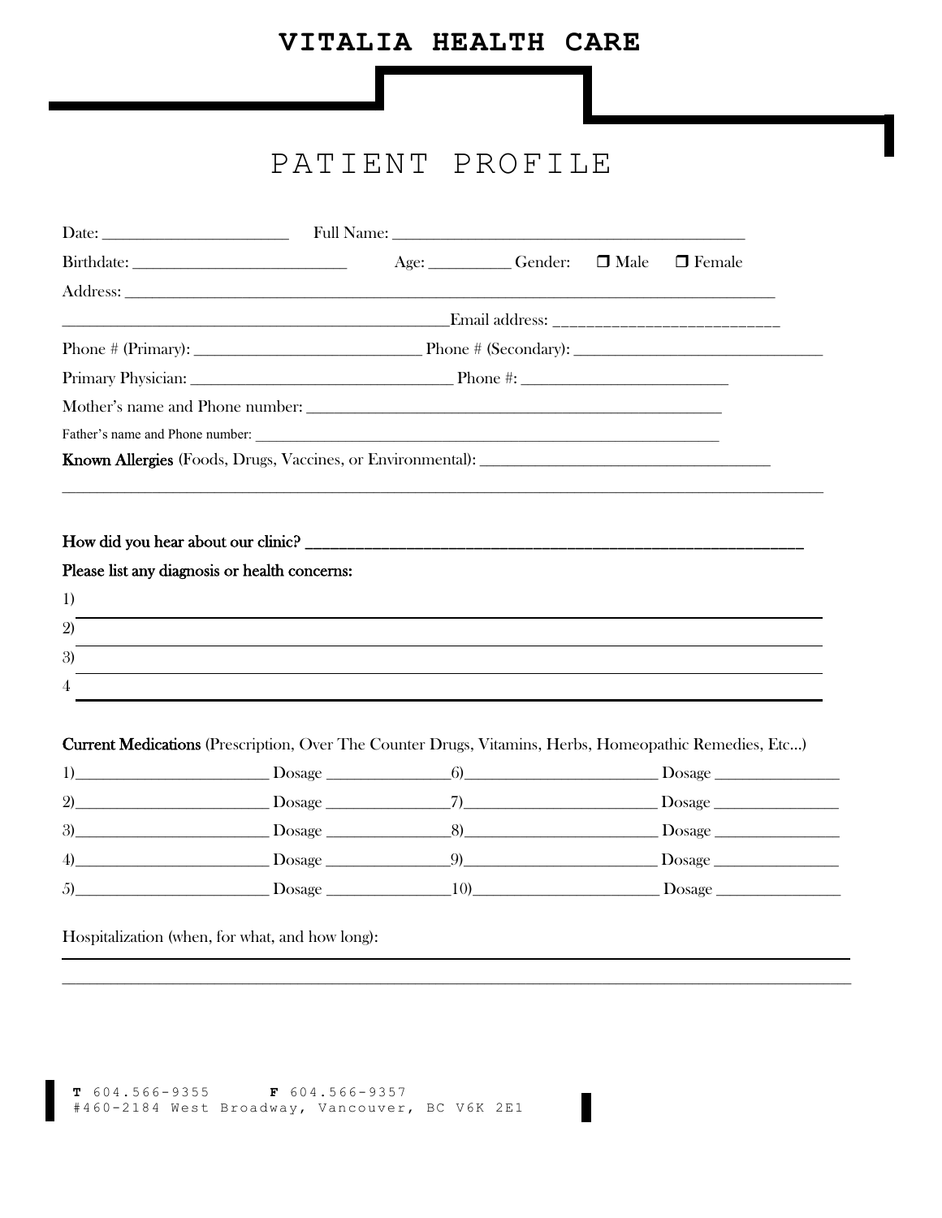# VITALIA HEALTH CARE

## PATIENT PROFILE

Date: ______________________ Full Name: ____________________________________________

Birthdate: __________________________ Age: __________ Gender: ☐ Male ☐ Female

Address: ________________________________________________________________________________

_______________________________________________Email address: ___________________________

Phone # (Primary): ___________________________ Phone # (Secondary): _____________________________

Primary Physician: _______________________________ Phone #: _________________________

Mother's name and Phone number: __________________________________________________

Father's name and Phone number: ____________________________________________________________

**Known Allergies** (Foods, Drugs, Vaccines, or Environmental): ____________________________________

____________________________________________________________________________________________

**How did you hear about our clinic?** _______________________________________________________

**Please list any diagnosis or health concerns:**

1) ____________________________________________________________________________________

2) ____________________________________________________________________________________

3) ____________________________________________________________________________________

4 _____________________________________________________________________________________

**Current Medications** (Prescription, Over The Counter Drugs, Vitamins, Herbs, Homeopathic Remedies, Etc…)

1)________________________ Dosage _______________6)________________________ Dosage _______________

2)________________________ Dosage _______________7)________________________ Dosage _______________

3)________________________ Dosage _______________8)________________________ Dosage _______________

4)________________________ Dosage _______________9)________________________ Dosage _______________

5)________________________ Dosage _______________10)_______________________ Dosage _______________

Hospitalization (when, for what, and how long):

____________________________________________________________________________________________

____________________________________________________________________________________________

**T** 604.566-9355 **F** 604.566-9357
#460-2184 West Broadway, Vancouver, BC V6K 2E1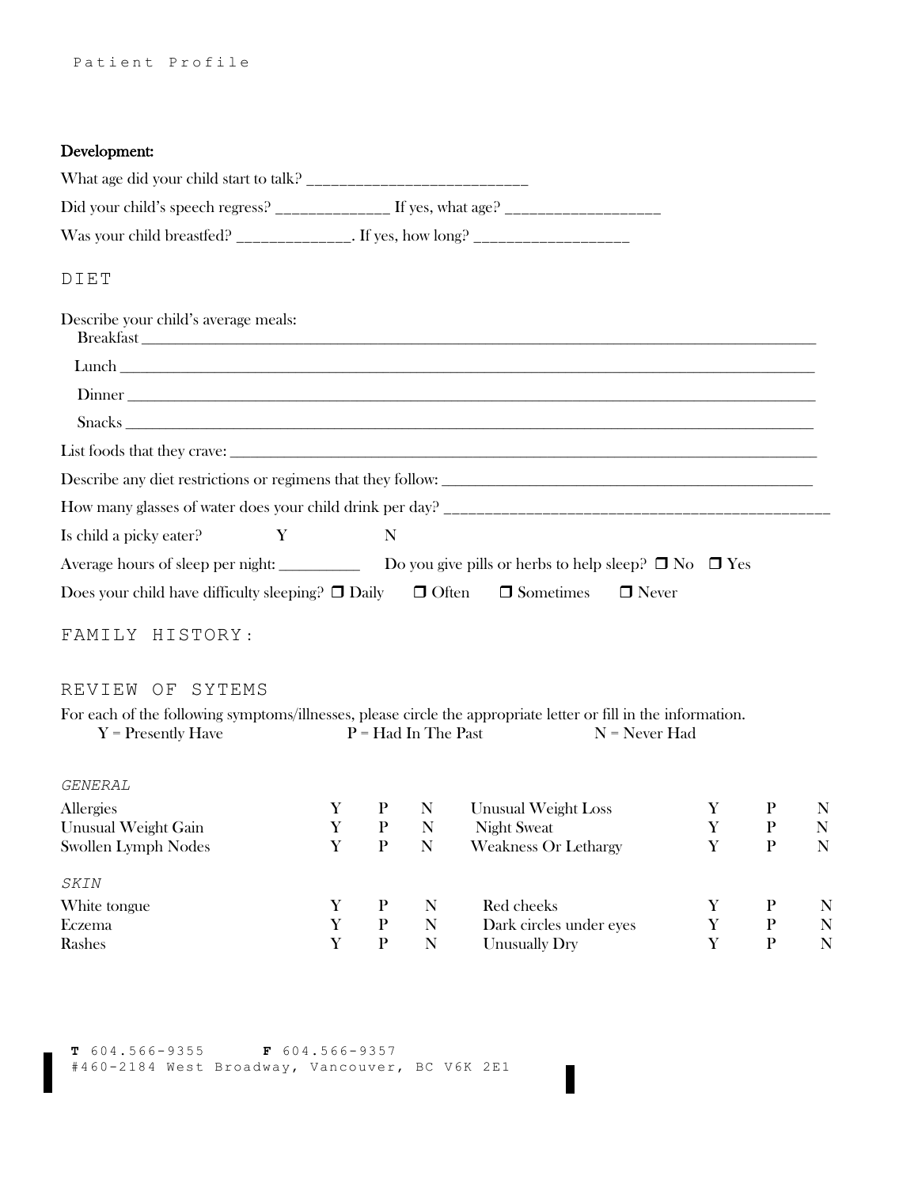Patient Profile

**Development:**

What age did your child start to talk? ____________________________

Did your child's speech regress? ______________ If yes, what age? ___________________

Was your child breastfed? ______________. If yes, how long? ___________________

## DIET

Describe your child's average meals:

Breakfast ______________________________________________________________________________

Lunch ________________________________________________________________________________

Dinner _______________________________________________________________________________

Snacks _______________________________________________________________________________

List foods that they crave: ______________________________________________________________

Describe any diet restrictions or regimens that they follow: ____________________________________

How many glasses of water does your child drink per day? _____________________________________

Is child a picky eater? Y N

Average hours of sleep per night: __________ Do you give pills or herbs to help sleep? ☐ No ☐ Yes

Does your child have difficulty sleeping? ☐ Daily ☐ Often ☐ Sometimes ☐ Never

## FAMILY HISTORY:

## REVIEW OF SYTEMS

For each of the following symptoms/illnesses, please circle the appropriate letter or fill in the information.

Y = Presently Have P = Had In The Past N = Never Had

*GENERAL*

| | | | | | | | |
|---|---|---|---|---|---|---|---|
| Allergies | Y | P | N | Unusual Weight Loss | Y | P | N |
| Unusual Weight Gain | Y | P | N | Night Sweat | Y | P | N |
| Swollen Lymph Nodes | Y | P | N | Weakness Or Lethargy | Y | P | N |

*SKIN*

| | | | | | | | |
|---|---|---|---|---|---|---|---|
| White tongue | Y | P | N | Red cheeks | Y | P | N |
| Eczema | Y | P | N | Dark circles under eyes | Y | P | N |
| Rashes | Y | P | N | Unusually Dry | Y | P | N |

**T** 604.566-9355 **F** 604.566-9357
#460-2184 West Broadway, Vancouver, BC V6K 2E1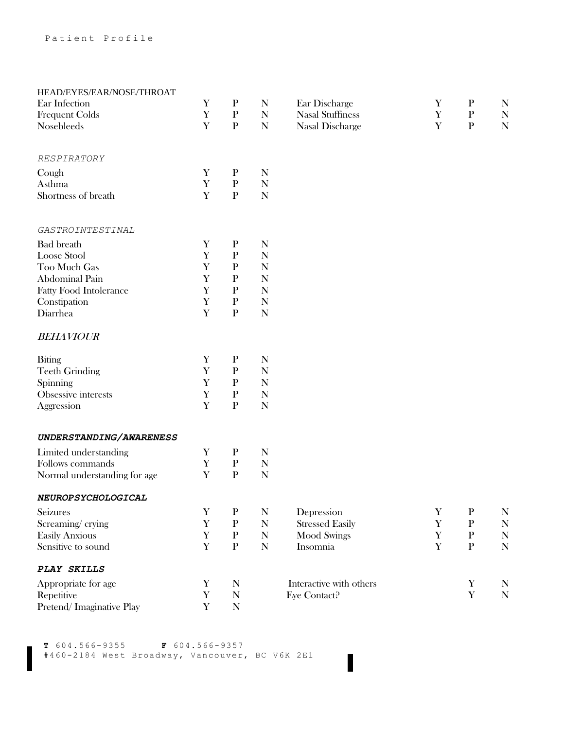Patient Profile

### HEAD/EYES/EAR/NOSE/THROAT

| | | | | | | | |
|---|---|---|---|---|---|---|---|
| Ear Infection | Y | P | N | Ear Discharge | Y | P | N |
| Frequent Colds | Y | P | N | Nasal Stuffiness | Y | P | N |
| Nosebleeds | Y | P | N | Nasal Discharge | Y | P | N |

### *RESPIRATORY*

| | | | |
|---|---|---|---|
| Cough | Y | P | N |
| Asthma | Y | P | N |
| Shortness of breath | Y | P | N |

### *GASTROINTESTINAL*

| | | | |
|---|---|---|---|
| Bad breath | Y | P | N |
| Loose Stool | Y | P | N |
| Too Much Gas | Y | P | N |
| Abdominal Pain | Y | P | N |
| Fatty Food Intolerance | Y | P | N |
| Constipation | Y | P | N |
| Diarrhea | Y | P | N |

### *BEHAVIOUR*

| | | | |
|---|---|---|---|
| Biting | Y | P | N |
| Teeth Grinding | Y | P | N |
| Spinning | Y | P | N |
| Obsessive interests | Y | P | N |
| Aggression | Y | P | N |

### ***UNDERSTANDING/AWARENESS***

| | | | |
|---|---|---|---|
| Limited understanding | Y | P | N |
| Follows commands | Y | P | N |
| Normal understanding for age | Y | P | N |

### ***NEUROPSYCHOLOGICAL***

| | | | | | | | |
|---|---|---|---|---|---|---|---|
| Seizures | Y | P | N | Depression | Y | P | N |
| Screaming/ crying | Y | P | N | Stressed Easily | Y | P | N |
| Easily Anxious | Y | P | N | Mood Swings | Y | P | N |
| Sensitive to sound | Y | P | N | Insomnia | Y | P | N |

### ***PLAY SKILLS***

| | | | | | |
|---|---|---|---|---|---|
| Appropriate for age | Y | N | Interactive with others | Y | N |
| Repetitive | Y | N | Eye Contact? | Y | N |
| Pretend/ Imaginative Play | Y | N | | | |

**T** 604.566-9355 **F** 604.566-9357
#460-2184 West Broadway, Vancouver, BC V6K 2E1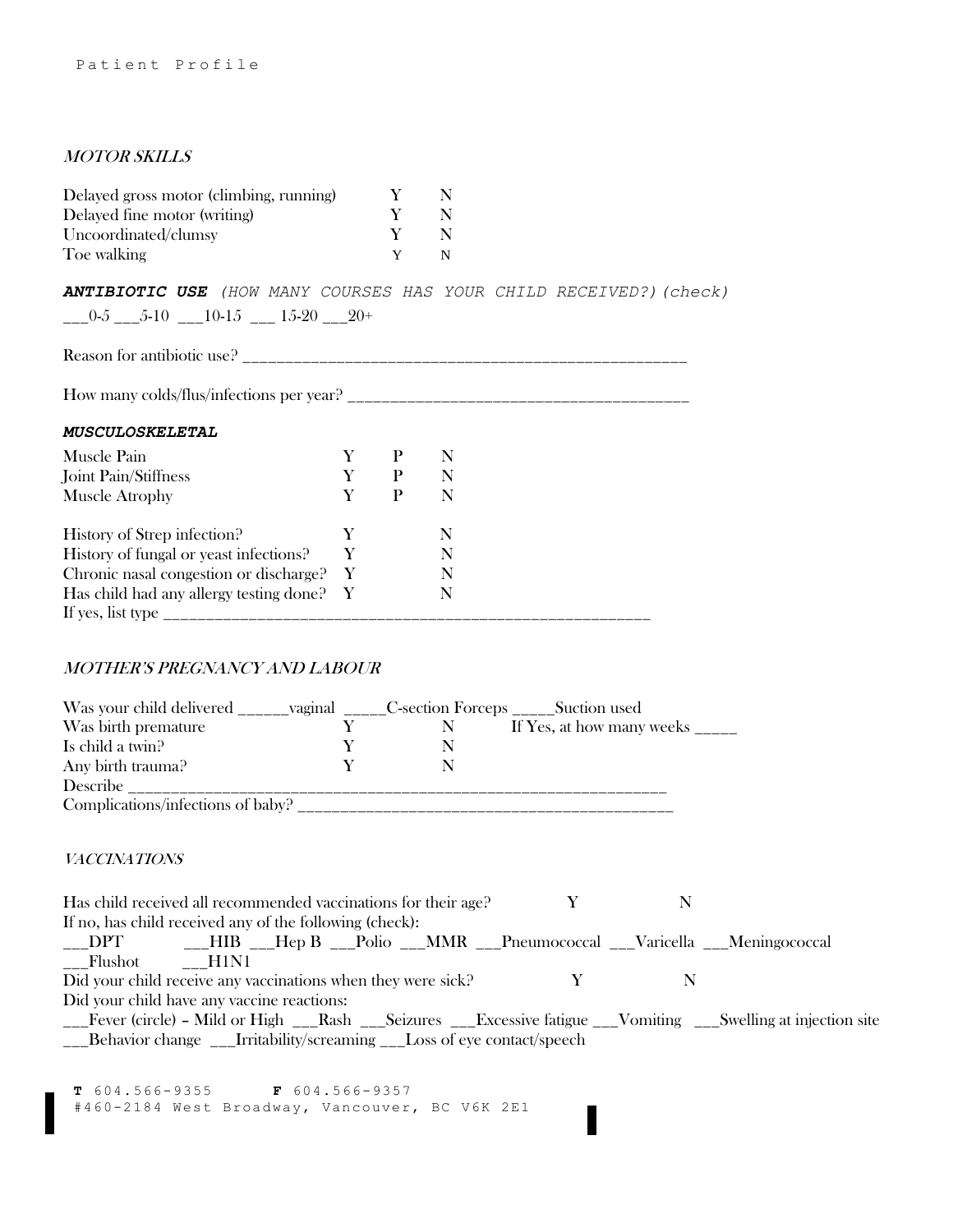Patient Profile

### *MOTOR SKILLS*

| | | |
|---|---|---|
| Delayed gross motor (climbing, running) | Y | N |
| Delayed fine motor (writing) | Y | N |
| Uncoordinated/clumsy | Y | N |
| Toe walking | Y | N |

***ANTIBIOTIC USE*** *(HOW MANY COURSES HAS YOUR CHILD RECEIVED?)(check)*

___0-5 ___5-10 ___10-15 ___ 15-20 ___20+

Reason for antibiotic use? ____________________________________________________

How many colds/flus/infections per year? ______________________________________

### ***MUSCULOSKELETAL***

| | | | |
|---|---|---|---|
| Muscle Pain | Y | P | N |
| Joint Pain/Stiffness | Y | P | N |
| Muscle Atrophy | Y | P | N |

| | | |
|---|---|---|
| History of Strep infection? | Y | N |
| History of fungal or yeast infections? | Y | N |
| Chronic nasal congestion or discharge? | Y | N |
| Has child had any allergy testing done? | Y | N |

If yes, list type __________________________________________________________

### *MOTHER'S PREGNANCY AND LABOUR*

Was your child delivered ______vaginal _____C-section Forceps _____Suction used

| | | | |
|---|---|---|---|
| Was birth premature | Y | N | If Yes, at how many weeks _____ |
| Is child a twin? | Y | N | |
| Any birth trauma? | Y | N | |

Describe _________________________________________________________________

Complications/infections of baby? ____________________________________________

### *VACCINATIONS*

Has child received all recommended vaccinations for their age? Y N

If no, has child received any of the following (check):

___DPT ___HIB ___Hep B ___Polio ___MMR ___Pneumococcal ___Varicella ___Meningococcal ___Flushot ___H1N1

Did your child receive any vaccinations when they were sick? Y N

Did your child have any vaccine reactions:

___Fever (circle) – Mild or High ___Rash ___Seizures ___Excessive fatigue ___Vomiting ___Swelling at injection site ___Behavior change ___Irritability/screaming ___Loss of eye contact/speech

**T** 604.566-9355 **F** 604.566-9357
#460-2184 West Broadway, Vancouver, BC V6K 2E1